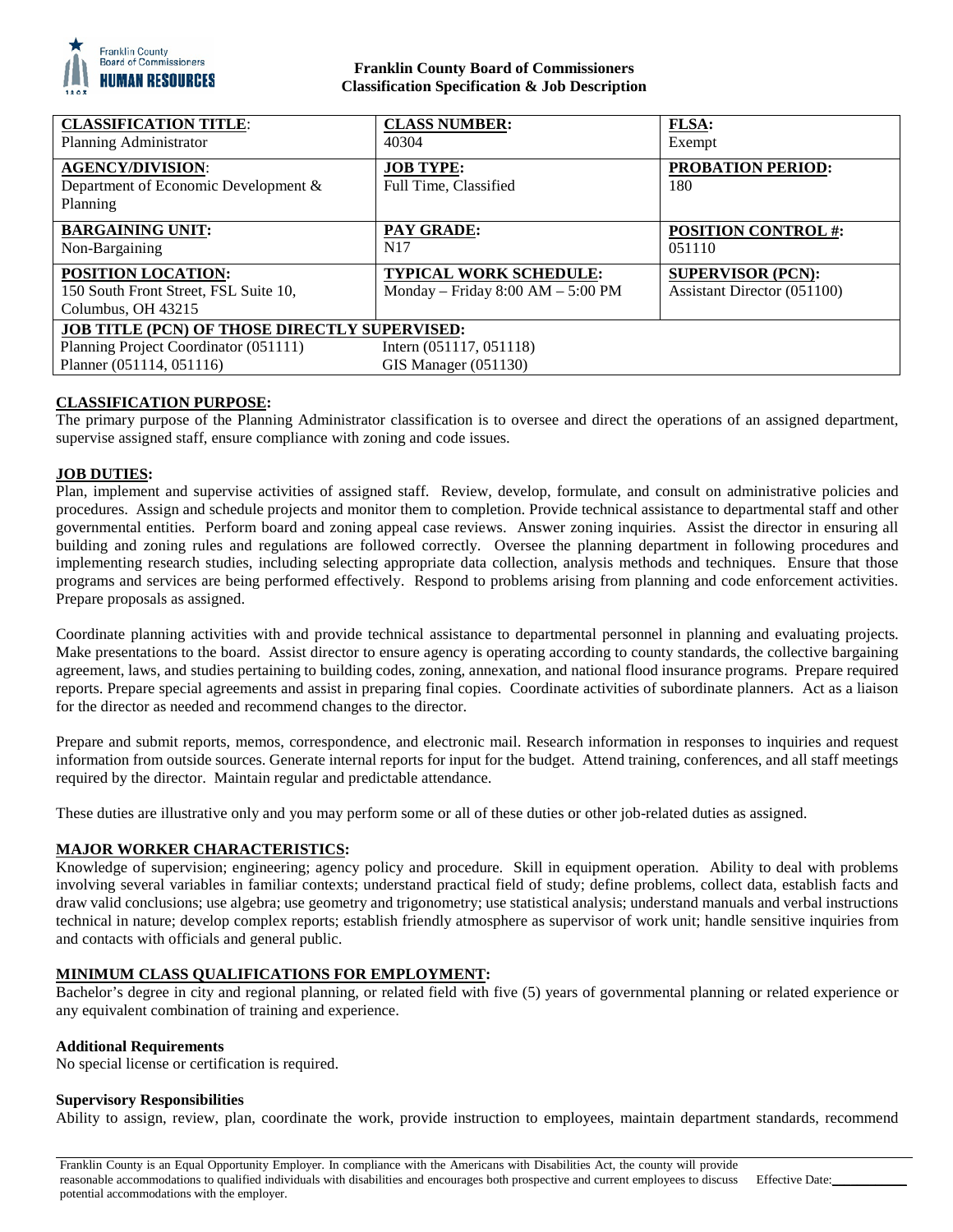**Franklin County Board of Commissioners**
**Classification Specification & Job Description**

| **CLASSIFICATION TITLE**: Planning Administrator | **CLASS NUMBER:** 40304 | **FLSA:** Exempt |
|---|---|---|
| **AGENCY/DIVISION**: Department of Economic Development & Planning | **JOB TYPE:** Full Time, Classified | **PROBATION PERIOD:** 180 |
| **BARGAINING UNIT:** Non-Bargaining | **PAY GRADE:** N17 | **POSITION CONTROL #:** 051110 |
| **POSITION LOCATION:** 150 South Front Street, FSL Suite 10, Columbus, OH 43215 | **TYPICAL WORK SCHEDULE:** Monday – Friday 8:00 AM – 5:00 PM | **SUPERVISOR (PCN):** Assistant Director (051100) |
| **JOB TITLE (PCN) OF THOSE DIRECTLY SUPERVISED:** | | |
| Planning Project Coordinator (051111) | Intern (051117, 051118) | |
| Planner (051114, 051116) | GIS Manager (051130) | |

## CLASSIFICATION PURPOSE:

The primary purpose of the Planning Administrator classification is to oversee and direct the operations of an assigned department, supervise assigned staff, ensure compliance with zoning and code issues.

## JOB DUTIES:

Plan, implement and supervise activities of assigned staff. Review, develop, formulate, and consult on administrative policies and procedures. Assign and schedule projects and monitor them to completion. Provide technical assistance to departmental staff and other governmental entities. Perform board and zoning appeal case reviews. Answer zoning inquiries. Assist the director in ensuring all building and zoning rules and regulations are followed correctly. Oversee the planning department in following procedures and implementing research studies, including selecting appropriate data collection, analysis methods and techniques. Ensure that those programs and services are being performed effectively. Respond to problems arising from planning and code enforcement activities. Prepare proposals as assigned.

Coordinate planning activities with and provide technical assistance to departmental personnel in planning and evaluating projects. Make presentations to the board. Assist director to ensure agency is operating according to county standards, the collective bargaining agreement, laws, and studies pertaining to building codes, zoning, annexation, and national flood insurance programs. Prepare required reports. Prepare special agreements and assist in preparing final copies. Coordinate activities of subordinate planners. Act as a liaison for the director as needed and recommend changes to the director.

Prepare and submit reports, memos, correspondence, and electronic mail. Research information in responses to inquiries and request information from outside sources. Generate internal reports for input for the budget. Attend training, conferences, and all staff meetings required by the director. Maintain regular and predictable attendance.

These duties are illustrative only and you may perform some or all of these duties or other job-related duties as assigned.

## MAJOR WORKER CHARACTERISTICS:

Knowledge of supervision; engineering; agency policy and procedure. Skill in equipment operation. Ability to deal with problems involving several variables in familiar contexts; understand practical field of study; define problems, collect data, establish facts and draw valid conclusions; use algebra; use geometry and trigonometry; use statistical analysis; understand manuals and verbal instructions technical in nature; develop complex reports; establish friendly atmosphere as supervisor of work unit; handle sensitive inquiries from and contacts with officials and general public.

## MINIMUM CLASS QUALIFICATIONS FOR EMPLOYMENT:

Bachelor's degree in city and regional planning, or related field with five (5) years of governmental planning or related experience or any equivalent combination of training and experience.

### Additional Requirements

No special license or certification is required.

### Supervisory Responsibilities

Ability to assign, review, plan, coordinate the work, provide instruction to employees, maintain department standards, recommend

Franklin County is an Equal Opportunity Employer. In compliance with the Americans with Disabilities Act, the county will provide reasonable accommodations to qualified individuals with disabilities and encourages both prospective and current employees to discuss potential accommodations with the employer. Effective Date:___________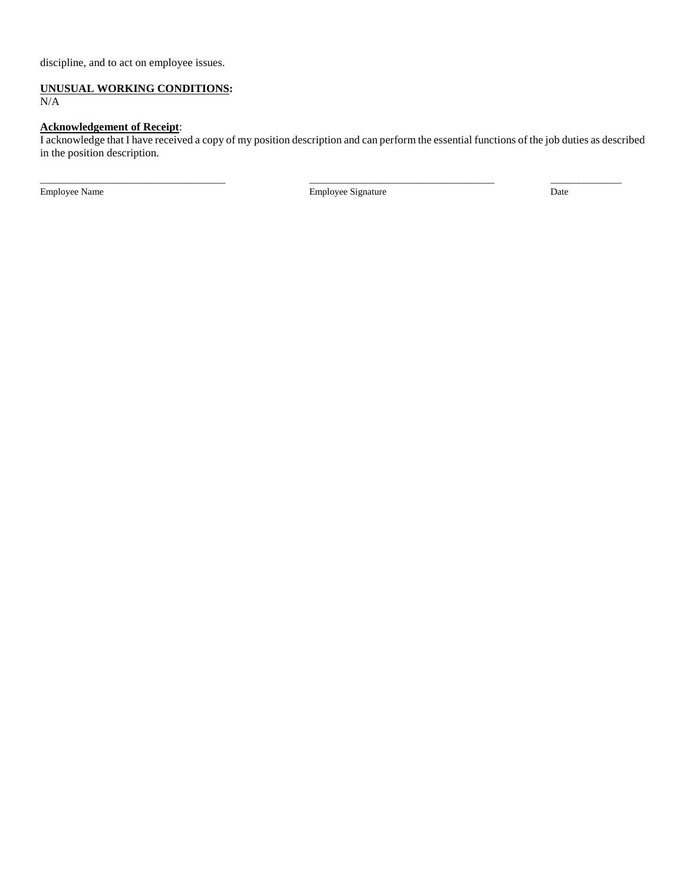discipline, and to act on employee issues.

**UNUSUAL WORKING CONDITIONS:**
N/A

**Acknowledgement of Receipt**:
I acknowledge that I have received a copy of my position description and can perform the essential functions of the job duties as described in the position description.

| | | |
|---|---|---|
| ____________________________________ | ____________________________________ | ______________ |
| Employee Name | Employee Signature | Date |